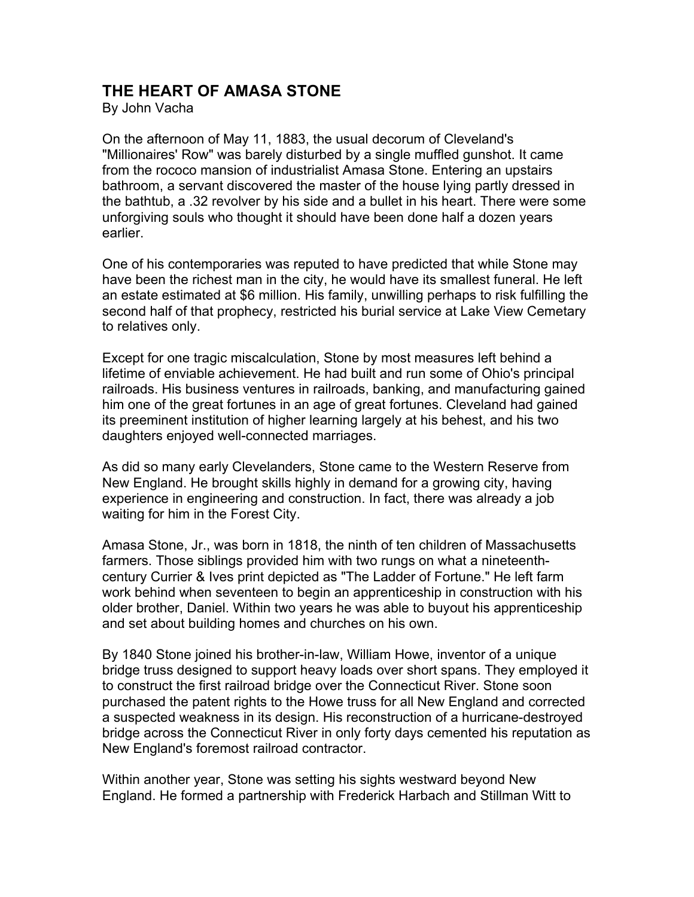# THE HEART OF AMASA STONE

By John Vacha

On the afternoon of May 11, 1883, the usual decorum of Cleveland's "Millionaires' Row" was barely disturbed by a single muffled gunshot. It came from the rococo mansion of industrialist Amasa Stone. Entering an upstairs bathroom, a servant discovered the master of the house lying partly dressed in the bathtub, a .32 revolver by his side and a bullet in his heart. There were some unforgiving souls who thought it should have been done half a dozen years earlier.

One of his contemporaries was reputed to have predicted that while Stone may have been the richest man in the city, he would have its smallest funeral. He left an estate estimated at $6 million. His family, unwilling perhaps to risk fulfilling the second half of that prophecy, restricted his burial service at Lake View Cemetary to relatives only.

Except for one tragic miscalculation, Stone by most measures left behind a lifetime of enviable achievement. He had built and run some of Ohio's principal railroads. His business ventures in railroads, banking, and manufacturing gained him one of the great fortunes in an age of great fortunes. Cleveland had gained its preeminent institution of higher learning largely at his behest, and his two daughters enjoyed well-connected marriages.

As did so many early Clevelanders, Stone came to the Western Reserve from New England. He brought skills highly in demand for a growing city, having experience in engineering and construction. In fact, there was already a job waiting for him in the Forest City.

Amasa Stone, Jr., was born in 1818, the ninth of ten children of Massachusetts farmers. Those siblings provided him with two rungs on what a nineteenth-century Currier & Ives print depicted as "The Ladder of Fortune." He left farm work behind when seventeen to begin an apprenticeship in construction with his older brother, Daniel. Within two years he was able to buyout his apprenticeship and set about building homes and churches on his own.

By 1840 Stone joined his brother-in-law, William Howe, inventor of a unique bridge truss designed to support heavy loads over short spans. They employed it to construct the first railroad bridge over the Connecticut River. Stone soon purchased the patent rights to the Howe truss for all New England and corrected a suspected weakness in its design. His reconstruction of a hurricane-destroyed bridge across the Connecticut River in only forty days cemented his reputation as New England's foremost railroad contractor.

Within another year, Stone was setting his sights westward beyond New England. He formed a partnership with Frederick Harbach and Stillman Witt to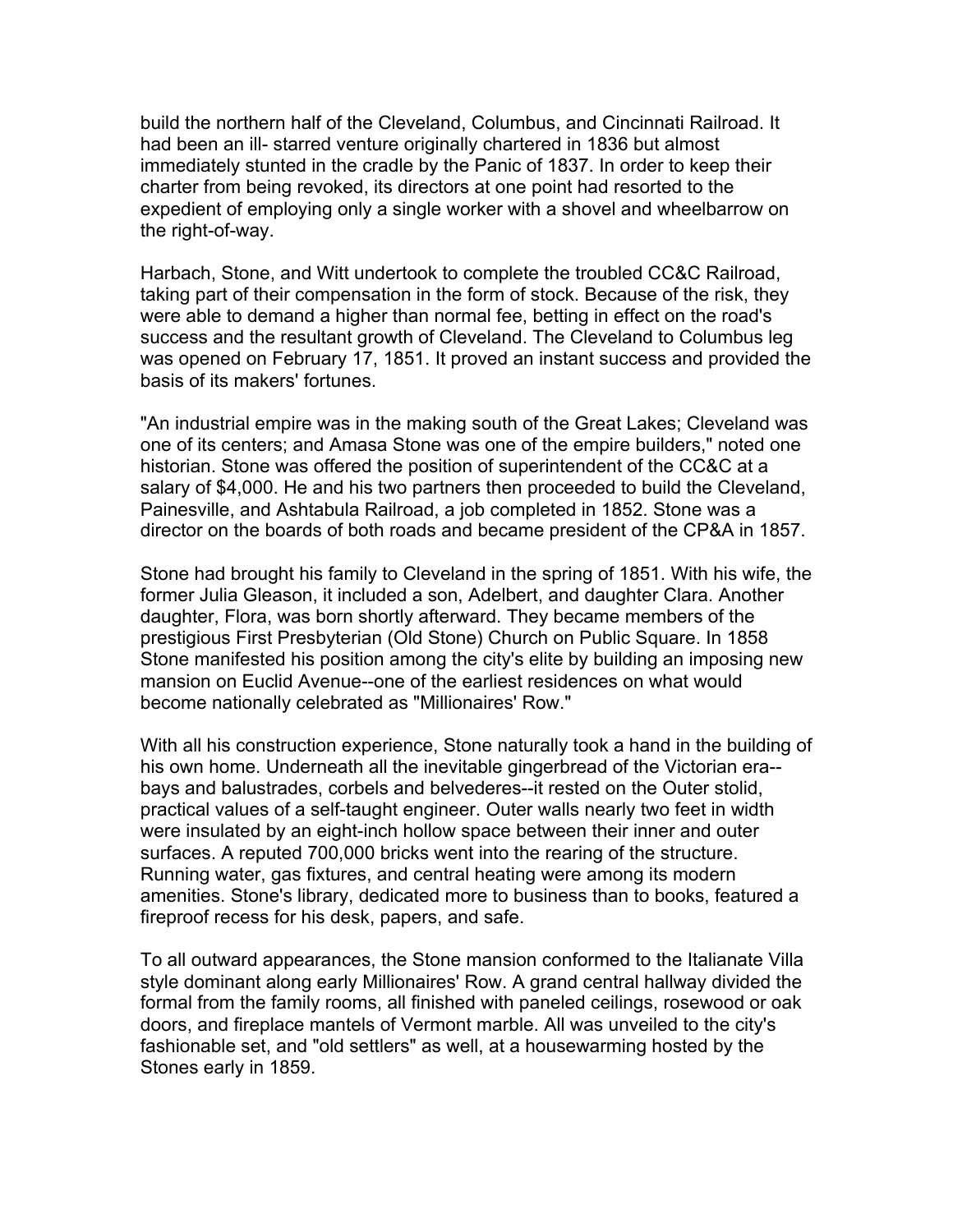build the northern half of the Cleveland, Columbus, and Cincinnati Railroad. It had been an ill- starred venture originally chartered in 1836 but almost immediately stunted in the cradle by the Panic of 1837. In order to keep their charter from being revoked, its directors at one point had resorted to the expedient of employing only a single worker with a shovel and wheelbarrow on the right-of-way.

Harbach, Stone, and Witt undertook to complete the troubled CC&C Railroad, taking part of their compensation in the form of stock. Because of the risk, they were able to demand a higher than normal fee, betting in effect on the road's success and the resultant growth of Cleveland. The Cleveland to Columbus leg was opened on February 17, 1851. It proved an instant success and provided the basis of its makers' fortunes.

"An industrial empire was in the making south of the Great Lakes; Cleveland was one of its centers; and Amasa Stone was one of the empire builders," noted one historian. Stone was offered the position of superintendent of the CC&C at a salary of $4,000. He and his two partners then proceeded to build the Cleveland, Painesville, and Ashtabula Railroad, a job completed in 1852. Stone was a director on the boards of both roads and became president of the CP&A in 1857.

Stone had brought his family to Cleveland in the spring of 1851. With his wife, the former Julia Gleason, it included a son, Adelbert, and daughter Clara. Another daughter, Flora, was born shortly afterward. They became members of the prestigious First Presbyterian (Old Stone) Church on Public Square. In 1858 Stone manifested his position among the city's elite by building an imposing new mansion on Euclid Avenue--one of the earliest residences on what would become nationally celebrated as "Millionaires' Row."

With all his construction experience, Stone naturally took a hand in the building of his own home. Underneath all the inevitable gingerbread of the Victorian era--bays and balustrades, corbels and belvederes--it rested on the Outer stolid, practical values of a self-taught engineer. Outer walls nearly two feet in width were insulated by an eight-inch hollow space between their inner and outer surfaces. A reputed 700,000 bricks went into the rearing of the structure. Running water, gas fixtures, and central heating were among its modern amenities. Stone's library, dedicated more to business than to books, featured a fireproof recess for his desk, papers, and safe.

To all outward appearances, the Stone mansion conformed to the Italianate Villa style dominant along early Millionaires' Row. A grand central hallway divided the formal from the family rooms, all finished with paneled ceilings, rosewood or oak doors, and fireplace mantels of Vermont marble. All was unveiled to the city's fashionable set, and "old settlers" as well, at a housewarming hosted by the Stones early in 1859.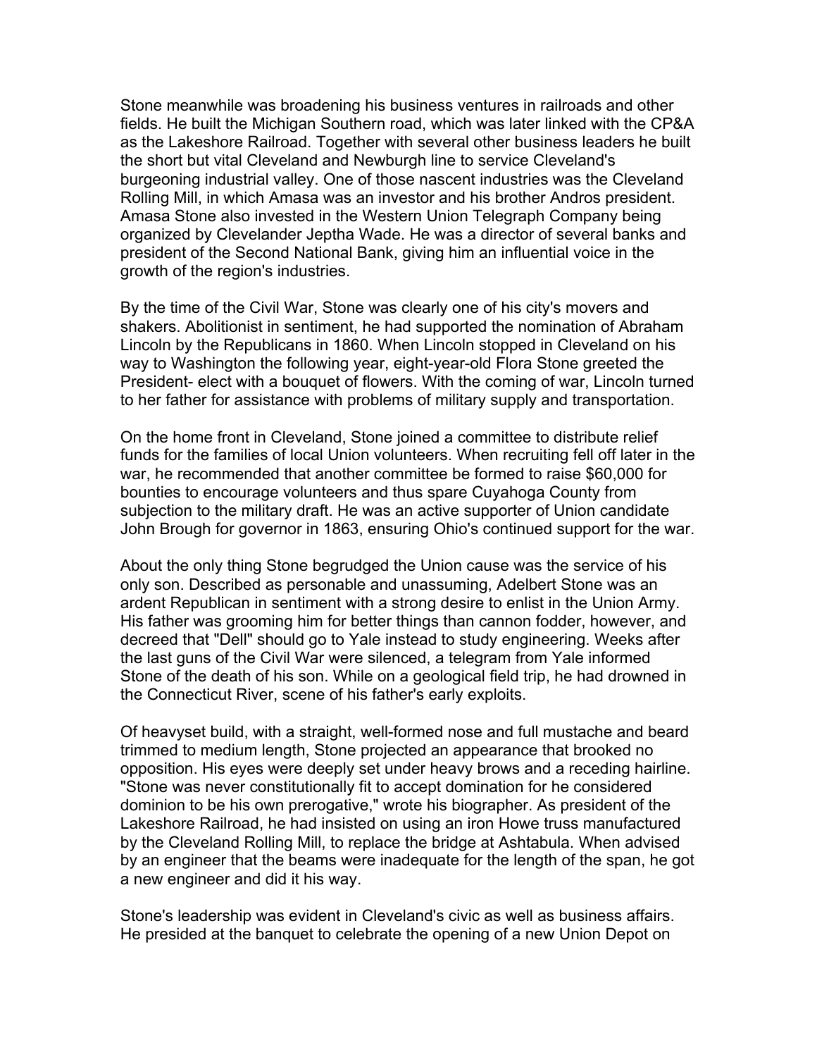Stone meanwhile was broadening his business ventures in railroads and other fields. He built the Michigan Southern road, which was later linked with the CP&A as the Lakeshore Railroad. Together with several other business leaders he built the short but vital Cleveland and Newburgh line to service Cleveland's burgeoning industrial valley. One of those nascent industries was the Cleveland Rolling Mill, in which Amasa was an investor and his brother Andros president. Amasa Stone also invested in the Western Union Telegraph Company being organized by Clevelander Jeptha Wade. He was a director of several banks and president of the Second National Bank, giving him an influential voice in the growth of the region's industries.

By the time of the Civil War, Stone was clearly one of his city's movers and shakers. Abolitionist in sentiment, he had supported the nomination of Abraham Lincoln by the Republicans in 1860. When Lincoln stopped in Cleveland on his way to Washington the following year, eight-year-old Flora Stone greeted the President- elect with a bouquet of flowers. With the coming of war, Lincoln turned to her father for assistance with problems of military supply and transportation.

On the home front in Cleveland, Stone joined a committee to distribute relief funds for the families of local Union volunteers. When recruiting fell off later in the war, he recommended that another committee be formed to raise $60,000 for bounties to encourage volunteers and thus spare Cuyahoga County from subjection to the military draft. He was an active supporter of Union candidate John Brough for governor in 1863, ensuring Ohio's continued support for the war.

About the only thing Stone begrudged the Union cause was the service of his only son. Described as personable and unassuming, Adelbert Stone was an ardent Republican in sentiment with a strong desire to enlist in the Union Army. His father was grooming him for better things than cannon fodder, however, and decreed that "Dell" should go to Yale instead to study engineering. Weeks after the last guns of the Civil War were silenced, a telegram from Yale informed Stone of the death of his son. While on a geological field trip, he had drowned in the Connecticut River, scene of his father's early exploits.

Of heavyset build, with a straight, well-formed nose and full mustache and beard trimmed to medium length, Stone projected an appearance that brooked no opposition. His eyes were deeply set under heavy brows and a receding hairline. "Stone was never constitutionally fit to accept domination for he considered dominion to be his own prerogative," wrote his biographer. As president of the Lakeshore Railroad, he had insisted on using an iron Howe truss manufactured by the Cleveland Rolling Mill, to replace the bridge at Ashtabula. When advised by an engineer that the beams were inadequate for the length of the span, he got a new engineer and did it his way.

Stone's leadership was evident in Cleveland's civic as well as business affairs. He presided at the banquet to celebrate the opening of a new Union Depot on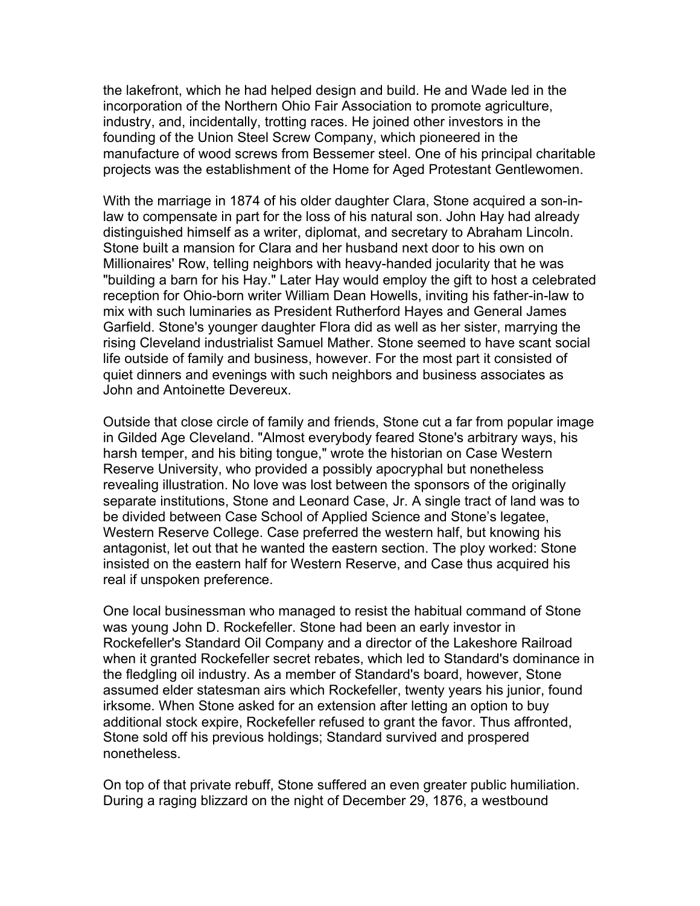the lakefront, which he had helped design and build. He and Wade led in the incorporation of the Northern Ohio Fair Association to promote agriculture, industry, and, incidentally, trotting races. He joined other investors in the founding of the Union Steel Screw Company, which pioneered in the manufacture of wood screws from Bessemer steel. One of his principal charitable projects was the establishment of the Home for Aged Protestant Gentlewomen.

With the marriage in 1874 of his older daughter Clara, Stone acquired a son-in-law to compensate in part for the loss of his natural son. John Hay had already distinguished himself as a writer, diplomat, and secretary to Abraham Lincoln. Stone built a mansion for Clara and her husband next door to his own on Millionaires' Row, telling neighbors with heavy-handed jocularity that he was "building a barn for his Hay." Later Hay would employ the gift to host a celebrated reception for Ohio-born writer William Dean Howells, inviting his father-in-law to mix with such luminaries as President Rutherford Hayes and General James Garfield. Stone's younger daughter Flora did as well as her sister, marrying the rising Cleveland industrialist Samuel Mather. Stone seemed to have scant social life outside of family and business, however. For the most part it consisted of quiet dinners and evenings with such neighbors and business associates as John and Antoinette Devereux.

Outside that close circle of family and friends, Stone cut a far from popular image in Gilded Age Cleveland. "Almost everybody feared Stone's arbitrary ways, his harsh temper, and his biting tongue," wrote the historian on Case Western Reserve University, who provided a possibly apocryphal but nonetheless revealing illustration. No love was lost between the sponsors of the originally separate institutions, Stone and Leonard Case, Jr. A single tract of land was to be divided between Case School of Applied Science and Stone's legatee, Western Reserve College. Case preferred the western half, but knowing his antagonist, let out that he wanted the eastern section. The ploy worked: Stone insisted on the eastern half for Western Reserve, and Case thus acquired his real if unspoken preference.

One local businessman who managed to resist the habitual command of Stone was young John D. Rockefeller. Stone had been an early investor in Rockefeller's Standard Oil Company and a director of the Lakeshore Railroad when it granted Rockefeller secret rebates, which led to Standard's dominance in the fledgling oil industry. As a member of Standard's board, however, Stone assumed elder statesman airs which Rockefeller, twenty years his junior, found irksome. When Stone asked for an extension after letting an option to buy additional stock expire, Rockefeller refused to grant the favor. Thus affronted, Stone sold off his previous holdings; Standard survived and prospered nonetheless.

On top of that private rebuff, Stone suffered an even greater public humiliation. During a raging blizzard on the night of December 29, 1876, a westbound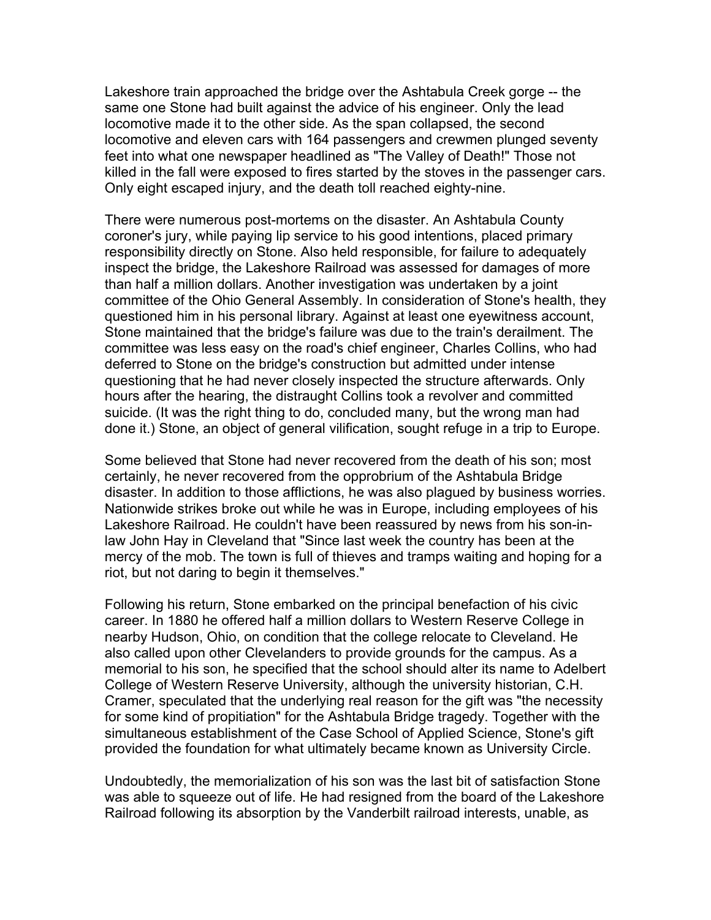Lakeshore train approached the bridge over the Ashtabula Creek gorge -- the same one Stone had built against the advice of his engineer. Only the lead locomotive made it to the other side. As the span collapsed, the second locomotive and eleven cars with 164 passengers and crewmen plunged seventy feet into what one newspaper headlined as "The Valley of Death!" Those not killed in the fall were exposed to fires started by the stoves in the passenger cars. Only eight escaped injury, and the death toll reached eighty-nine.

There were numerous post-mortems on the disaster. An Ashtabula County coroner's jury, while paying lip service to his good intentions, placed primary responsibility directly on Stone. Also held responsible, for failure to adequately inspect the bridge, the Lakeshore Railroad was assessed for damages of more than half a million dollars. Another investigation was undertaken by a joint committee of the Ohio General Assembly. In consideration of Stone's health, they questioned him in his personal library. Against at least one eyewitness account, Stone maintained that the bridge's failure was due to the train's derailment. The committee was less easy on the road's chief engineer, Charles Collins, who had deferred to Stone on the bridge's construction but admitted under intense questioning that he had never closely inspected the structure afterwards. Only hours after the hearing, the distraught Collins took a revolver and committed suicide. (It was the right thing to do, concluded many, but the wrong man had done it.) Stone, an object of general vilification, sought refuge in a trip to Europe.

Some believed that Stone had never recovered from the death of his son; most certainly, he never recovered from the opprobrium of the Ashtabula Bridge disaster. In addition to those afflictions, he was also plagued by business worries. Nationwide strikes broke out while he was in Europe, including employees of his Lakeshore Railroad. He couldn't have been reassured by news from his son-in-law John Hay in Cleveland that "Since last week the country has been at the mercy of the mob. The town is full of thieves and tramps waiting and hoping for a riot, but not daring to begin it themselves."

Following his return, Stone embarked on the principal benefaction of his civic career. In 1880 he offered half a million dollars to Western Reserve College in nearby Hudson, Ohio, on condition that the college relocate to Cleveland. He also called upon other Clevelanders to provide grounds for the campus. As a memorial to his son, he specified that the school should alter its name to Adelbert College of Western Reserve University, although the university historian, C.H. Cramer, speculated that the underlying real reason for the gift was "the necessity for some kind of propitiation" for the Ashtabula Bridge tragedy. Together with the simultaneous establishment of the Case School of Applied Science, Stone's gift provided the foundation for what ultimately became known as University Circle.

Undoubtedly, the memorialization of his son was the last bit of satisfaction Stone was able to squeeze out of life. He had resigned from the board of the Lakeshore Railroad following its absorption by the Vanderbilt railroad interests, unable, as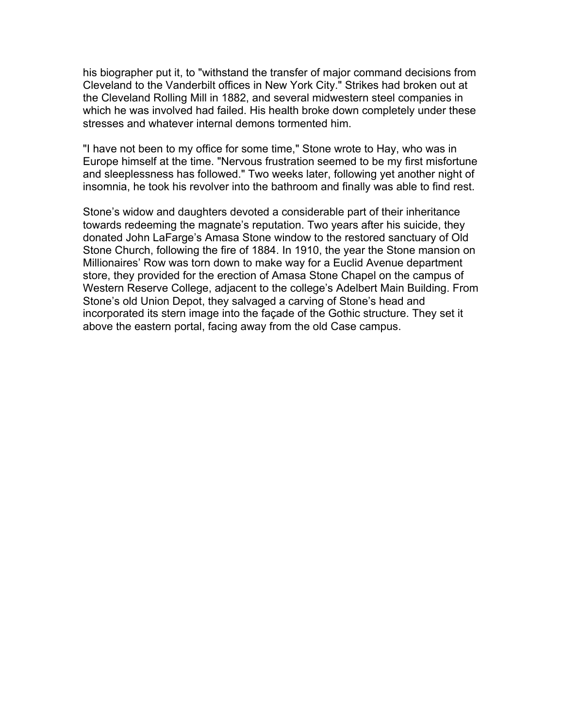his biographer put it, to "withstand the transfer of major command decisions from Cleveland to the Vanderbilt offices in New York City." Strikes had broken out at the Cleveland Rolling Mill in 1882, and several midwestern steel companies in which he was involved had failed. His health broke down completely under these stresses and whatever internal demons tormented him.

"I have not been to my office for some time," Stone wrote to Hay, who was in Europe himself at the time. "Nervous frustration seemed to be my first misfortune and sleeplessness has followed." Two weeks later, following yet another night of insomnia, he took his revolver into the bathroom and finally was able to find rest.

Stone’s widow and daughters devoted a considerable part of their inheritance towards redeeming the magnate’s reputation. Two years after his suicide, they donated John LaFarge’s Amasa Stone window to the restored sanctuary of Old Stone Church, following the fire of 1884. In 1910, the year the Stone mansion on Millionaires’ Row was torn down to make way for a Euclid Avenue department store, they provided for the erection of Amasa Stone Chapel on the campus of Western Reserve College, adjacent to the college’s Adelbert Main Building. From Stone’s old Union Depot, they salvaged a carving of Stone’s head and incorporated its stern image into the façade of the Gothic structure. They set it above the eastern portal, facing away from the old Case campus.